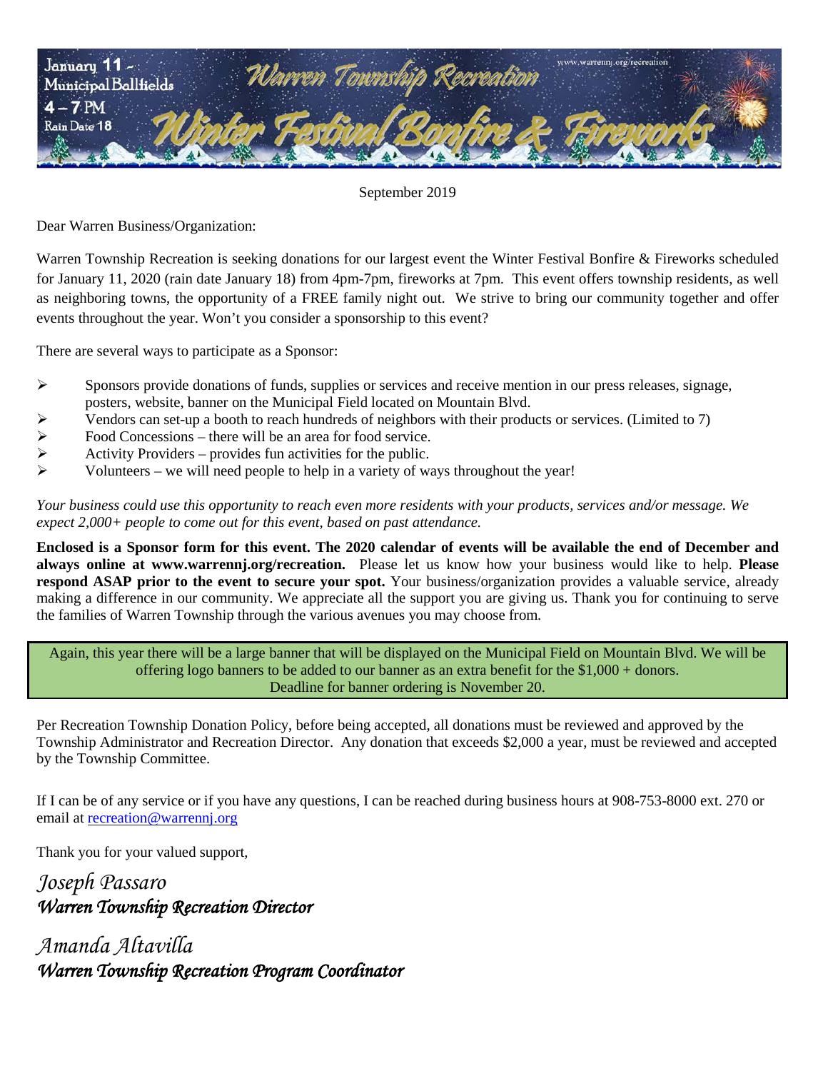January 11 – Municipal Ballfields
4 – 7 PM
Rain Date 18

Warren Township Recreation

www.warrennj.org/recreation

# Winter Festival Bonfire & Fireworks

September 2019

Dear Warren Business/Organization:

Warren Township Recreation is seeking donations for our largest event the Winter Festival Bonfire & Fireworks scheduled for January 11, 2020 (rain date January 18) from 4pm-7pm, fireworks at 7pm. This event offers township residents, as well as neighboring towns, the opportunity of a FREE family night out. We strive to bring our community together and offer events throughout the year. Won't you consider a sponsorship to this event?

There are several ways to participate as a Sponsor:

- Sponsors provide donations of funds, supplies or services and receive mention in our press releases, signage, posters, website, banner on the Municipal Field located on Mountain Blvd.
- Vendors can set-up a booth to reach hundreds of neighbors with their products or services. (Limited to 7)
- Food Concessions – there will be an area for food service.
- Activity Providers – provides fun activities for the public.
- Volunteers – we will need people to help in a variety of ways throughout the year!

*Your business could use this opportunity to reach even more residents with your products, services and/or message. We expect 2,000+ people to come out for this event, based on past attendance.*

**Enclosed is a Sponsor form for this event. The 2020 calendar of events will be available the end of December and always online at www.warrennj.org/recreation.** Please let us know how your business would like to help. **Please respond ASAP prior to the event to secure your spot.** Your business/organization provides a valuable service, already making a difference in our community. We appreciate all the support you are giving us. Thank you for continuing to serve the families of Warren Township through the various avenues you may choose from.

Again, this year there will be a large banner that will be displayed on the Municipal Field on Mountain Blvd. We will be offering logo banners to be added to our banner as an extra benefit for the $1,000 + donors.
Deadline for banner ordering is November 20.

Per Recreation Township Donation Policy, before being accepted, all donations must be reviewed and approved by the Township Administrator and Recreation Director. Any donation that exceeds $2,000 a year, must be reviewed and accepted by the Township Committee.

If I can be of any service or if you have any questions, I can be reached during business hours at 908-753-8000 ext. 270 or email at recreation@warrennj.org

Thank you for your valued support,

*Joseph Passaro*
***Warren Township Recreation Director***

*Amanda Altavilla*
***Warren Township Recreation Program Coordinator***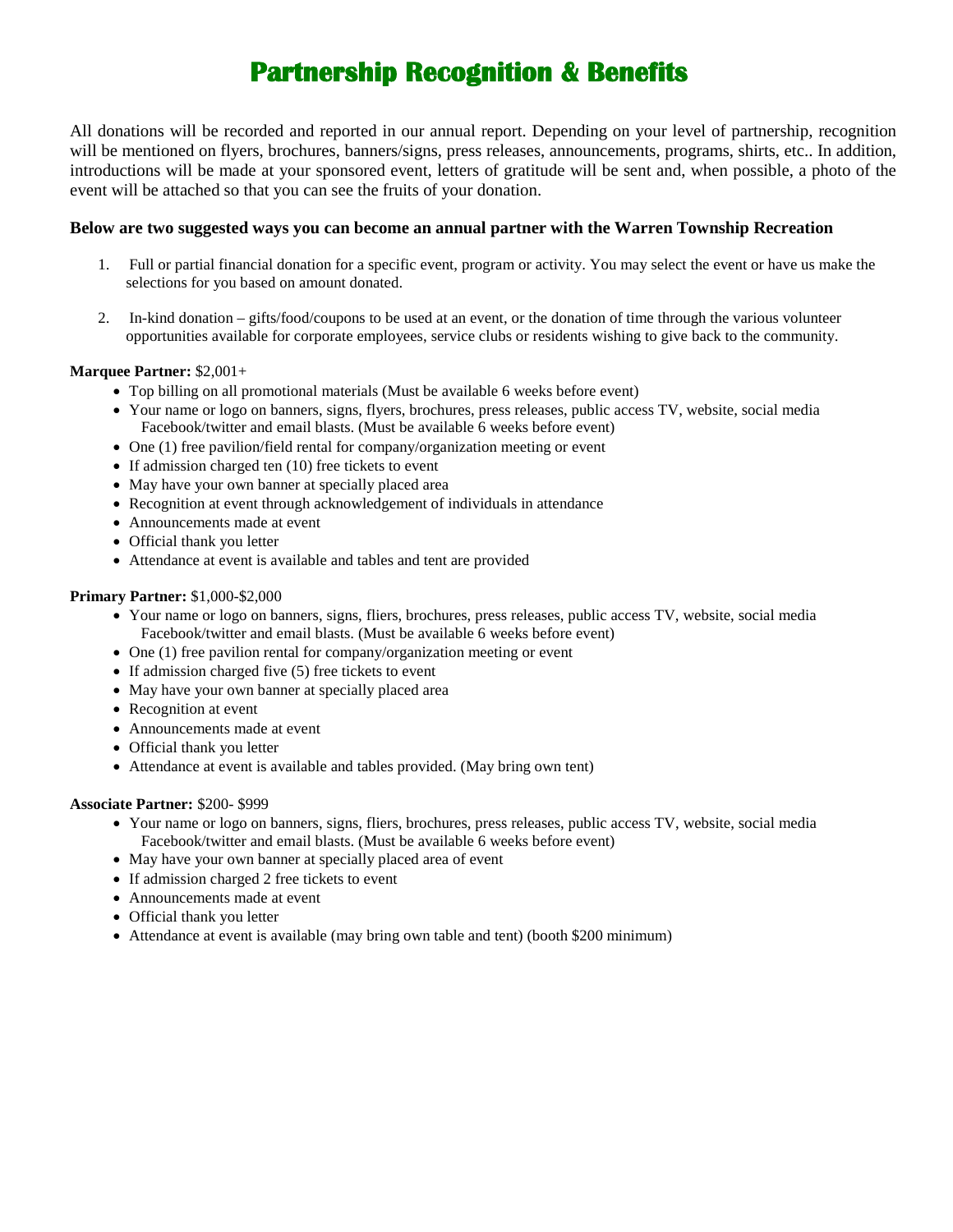# Partnership Recognition & Benefits

All donations will be recorded and reported in our annual report. Depending on your level of partnership, recognition will be mentioned on flyers, brochures, banners/signs, press releases, announcements, programs, shirts, etc.. In addition, introductions will be made at your sponsored event, letters of gratitude will be sent and, when possible, a photo of the event will be attached so that you can see the fruits of your donation.

**Below are two suggested ways you can become an annual partner with the Warren Township Recreation**

1. Full or partial financial donation for a specific event, program or activity. You may select the event or have us make the selections for you based on amount donated.
2. In-kind donation – gifts/food/coupons to be used at an event, or the donation of time through the various volunteer opportunities available for corporate employees, service clubs or residents wishing to give back to the community.

**Marquee Partner:** $2,001+

- Top billing on all promotional materials (Must be available 6 weeks before event)
- Your name or logo on banners, signs, flyers, brochures, press releases, public access TV, website, social media Facebook/twitter and email blasts. (Must be available 6 weeks before event)
- One (1) free pavilion/field rental for company/organization meeting or event
- If admission charged ten (10) free tickets to event
- May have your own banner at specially placed area
- Recognition at event through acknowledgement of individuals in attendance
- Announcements made at event
- Official thank you letter
- Attendance at event is available and tables and tent are provided

**Primary Partner:** $1,000-$2,000

- Your name or logo on banners, signs, fliers, brochures, press releases, public access TV, website, social media Facebook/twitter and email blasts. (Must be available 6 weeks before event)
- One (1) free pavilion rental for company/organization meeting or event
- If admission charged five (5) free tickets to event
- May have your own banner at specially placed area
- Recognition at event
- Announcements made at event
- Official thank you letter
- Attendance at event is available and tables provided. (May bring own tent)

**Associate Partner:** $200- $999

- Your name or logo on banners, signs, fliers, brochures, press releases, public access TV, website, social media Facebook/twitter and email blasts. (Must be available 6 weeks before event)
- May have your own banner at specially placed area of event
- If admission charged 2 free tickets to event
- Announcements made at event
- Official thank you letter
- Attendance at event is available (may bring own table and tent) (booth $200 minimum)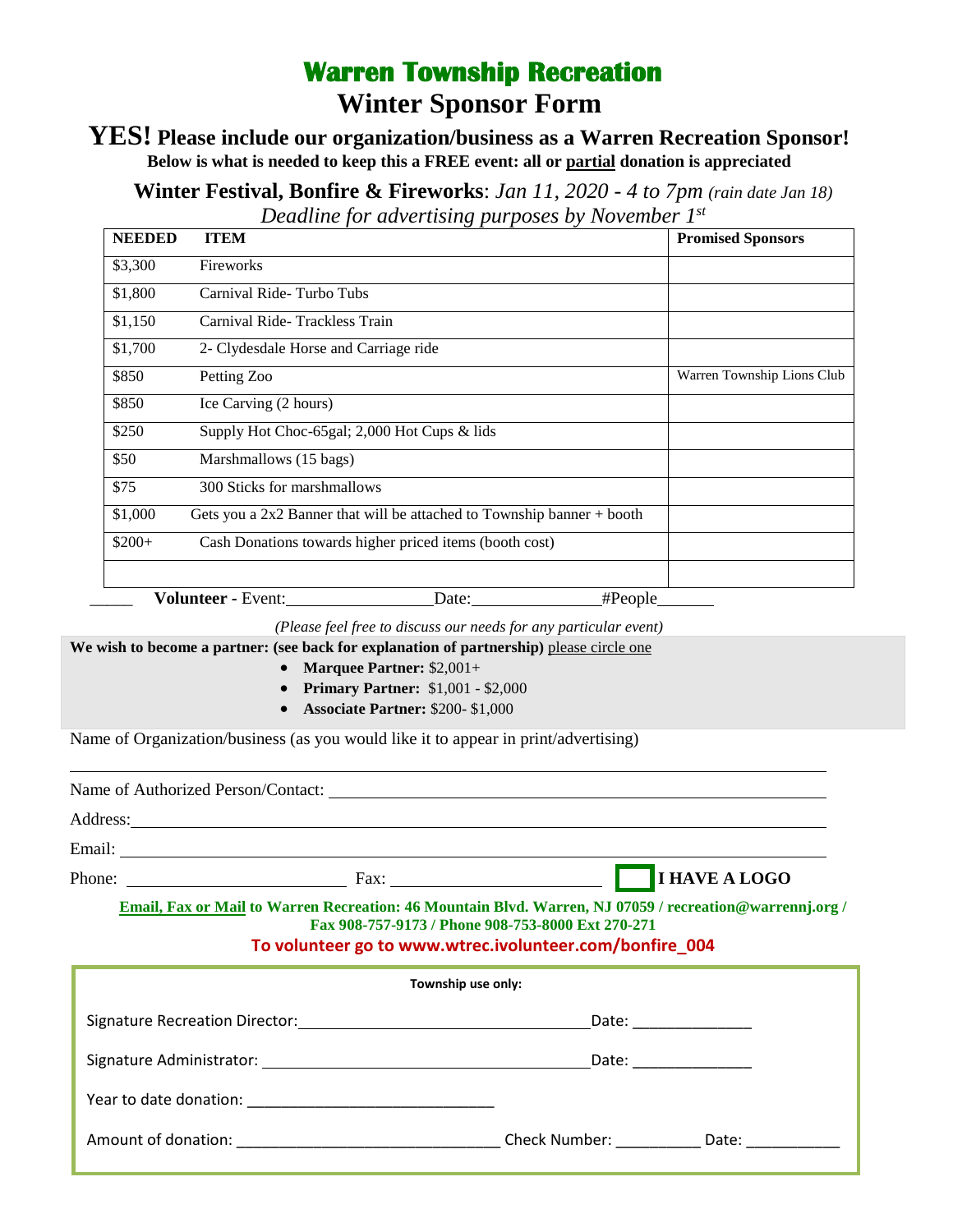# Warren Township Recreation

## Winter Sponsor Form

**YES! Please include our organization/business as a Warren Recreation Sponsor!**

**Below is what is needed to keep this a FREE event: all or partial donation is appreciated**

**Winter Festival, Bonfire & Fireworks**: *Jan 11, 2020 - 4 to 7pm (rain date Jan 18)*

*Deadline for advertising purposes by November 1st*

| NEEDED | ITEM | Promised Sponsors |
|---|---|---|
| $3,300 | Fireworks | |
| $1,800 | Carnival Ride- Turbo Tubs | |
| $1,150 | Carnival Ride- Trackless Train | |
| $1,700 | 2- Clydesdale Horse and Carriage ride | |
| $850 | Petting Zoo | Warren Township Lions Club |
| $850 | Ice Carving (2 hours) | |
| $250 | Supply Hot Choc-65gal; 2,000 Hot Cups & lids | |
| $50 | Marshmallows (15 bags) | |
| $75 | 300 Sticks for marshmallows | |
| $1,000 | Gets you a 2x2 Banner that will be attached to Township banner + booth | |
| $200+ | Cash Donations towards higher priced items (booth cost) | |
| | | |

_____ **Volunteer** - Event:________________ Date:______________ #People______

*(Please feel free to discuss our needs for any particular event)*

**We wish to become a partner: (see back for explanation of partnership)** please circle one

- **Marquee Partner:** $2,001+
- **Primary Partner:** $1,001 - $2,000
- **Associate Partner:** $200- $1,000

Name of Organization/business (as you would like it to appear in print/advertising)

_______________________________________________

Name of Authorized Person/Contact: _______________________________________________

Address: _______________________________________________

Email: _______________________________________________

Phone: ______________________ Fax: ______________________ ☐ **I HAVE A LOGO**

**Email, Fax or Mail to Warren Recreation: 46 Mountain Blvd. Warren, NJ 07059 / recreation@warrennj.org / Fax 908-757-9173 / Phone 908-753-8000 Ext 270-271**

**To volunteer go to www.wtrec.ivolunteer.com/bonfire_004**

**Township use only:**

Signature Recreation Director: ______________________________ Date: ______________

Signature Administrator: ______________________________ Date: ______________

Year to date donation: ______________________________

Amount of donation: ______________________________ Check Number: __________ Date: ___________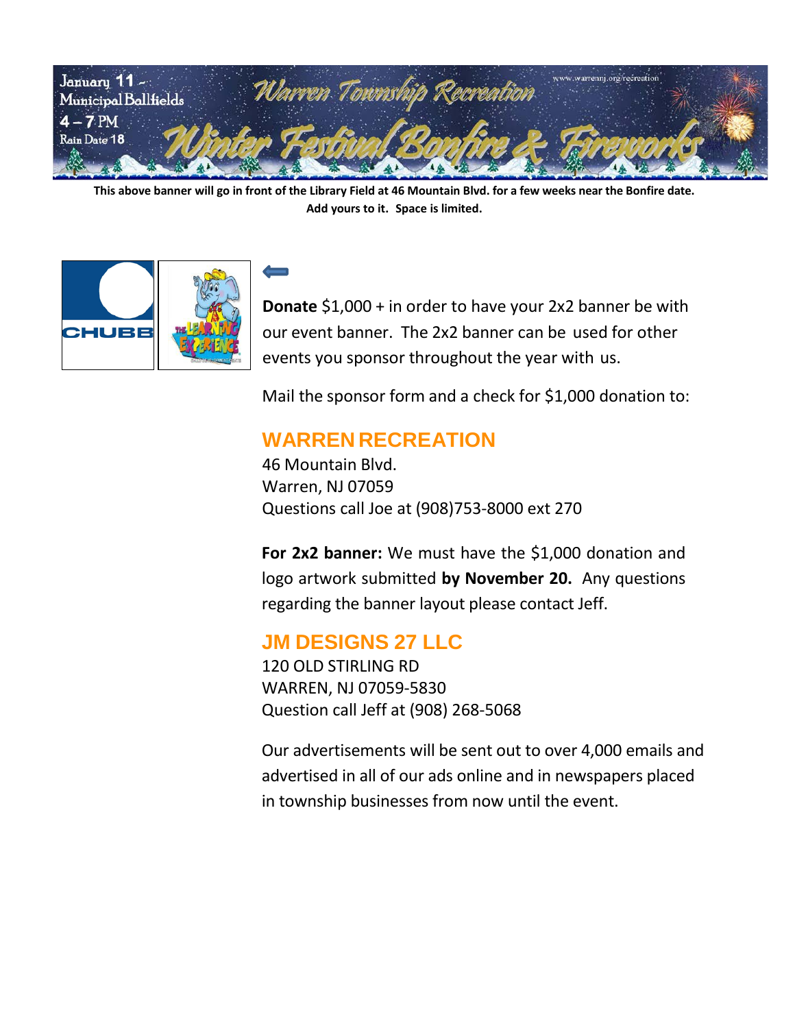January 11 – Municipal Ballfields
4 – 7 PM
Rain Date 18

Warren Township Recreation

www.warrennj.org/recreation

Winter Festival Bonfire & Fireworks

**This above banner will go in front of the Library Field at 46 Mountain Blvd. for a few weeks near the Bonfire date. Add yours to it. Space is limited.**

CHUBB

THE LEARNING EXPERIENCE

**Donate** $1,000 + in order to have your 2x2 banner be with our event banner. The 2x2 banner can be used for other events you sponsor throughout the year with us.

Mail the sponsor form and a check for $1,000 donation to:

## WARREN RECREATION

46 Mountain Blvd.
Warren, NJ 07059
Questions call Joe at (908)753-8000 ext 270

**For 2x2 banner:** We must have the $1,000 donation and logo artwork submitted **by November 20.** Any questions regarding the banner layout please contact Jeff.

## JM DESIGNS 27 LLC

120 OLD STIRLING RD
WARREN, NJ 07059-5830
Question call Jeff at (908) 268-5068

Our advertisements will be sent out to over 4,000 emails and advertised in all of our ads online and in newspapers placed in township businesses from now until the event.